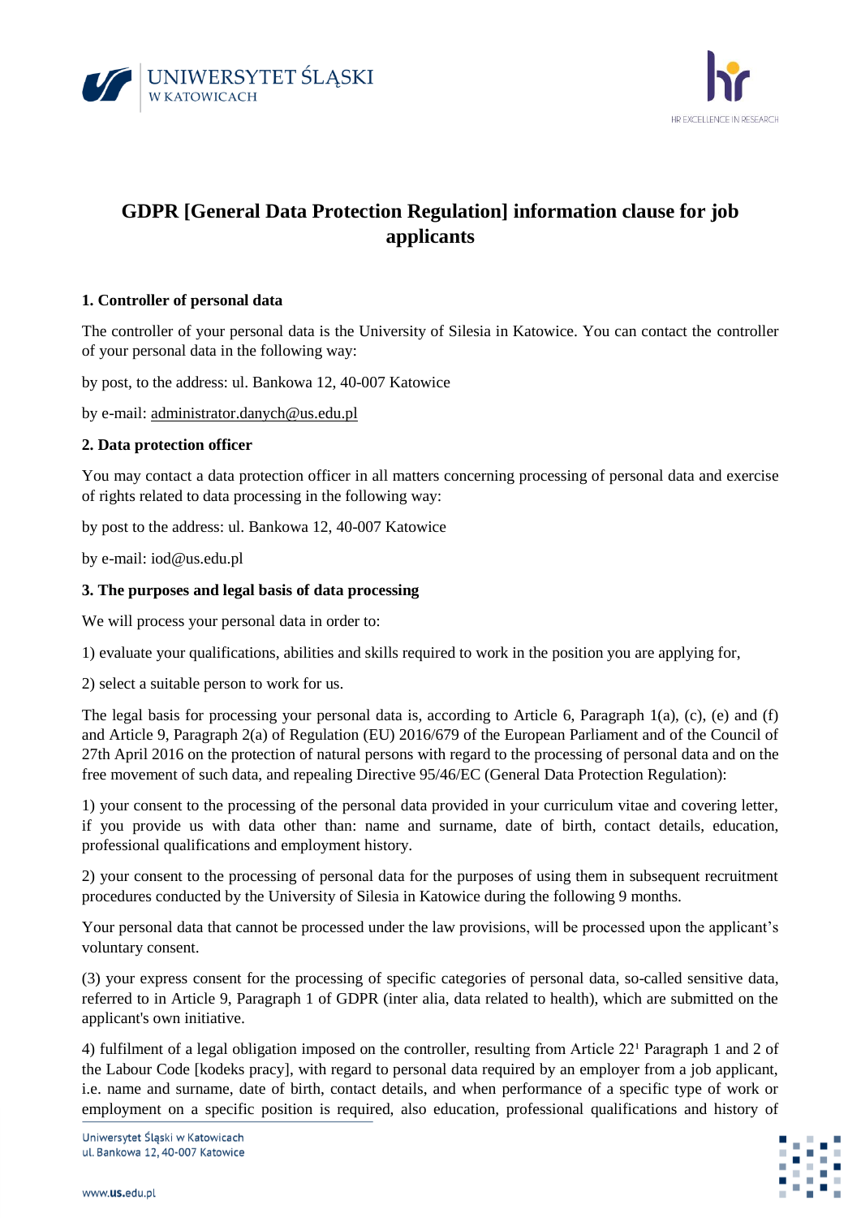# GDPR [General Data Protection Regulation] information clause for job applicants

## 1. Controller of personal data

The controller of your personal data is the University of Silesia in Katowice. You can contact the controller of your personal data in the following way:

by post, to the address: ul. Bankowa 12, 40-007 Katowice

by e-mail: administrator.danych@us.edu.pl

## 2. Data protection officer

You may contact a data protection officer in all matters concerning processing of personal data and exercise of rights related to data processing in the following way:

by post to the address: ul. Bankowa 12, 40-007 Katowice

by e-mail: iod@us.edu.pl

## 3. The purposes and legal basis of data processing

We will process your personal data in order to:

1) evaluate your qualifications, abilities and skills required to work in the position you are applying for,

2) select a suitable person to work for us.

The legal basis for processing your personal data is, according to Article 6, Paragraph 1(a), (c), (e) and (f) and Article 9, Paragraph 2(a) of Regulation (EU) 2016/679 of the European Parliament and of the Council of 27th April 2016 on the protection of natural persons with regard to the processing of personal data and on the free movement of such data, and repealing Directive 95/46/EC (General Data Protection Regulation):

1) your consent to the processing of the personal data provided in your curriculum vitae and covering letter, if you provide us with data other than: name and surname, date of birth, contact details, education, professional qualifications and employment history.

2) your consent to the processing of personal data for the purposes of using them in subsequent recruitment procedures conducted by the University of Silesia in Katowice during the following 9 months.

Your personal data that cannot be processed under the law provisions, will be processed upon the applicant's voluntary consent.

(3) your express consent for the processing of specific categories of personal data, so-called sensitive data, referred to in Article 9, Paragraph 1 of GDPR (inter alia, data related to health), which are submitted on the applicant's own initiative.

4) fulfilment of a legal obligation imposed on the controller, resulting from Article 22[1] Paragraph 1 and 2 of the Labour Code [kodeks pracy], with regard to personal data required by an employer from a job applicant, i.e. name and surname, date of birth, contact details, and when performance of a specific type of work or employment on a specific position is required, also education, professional qualifications and history of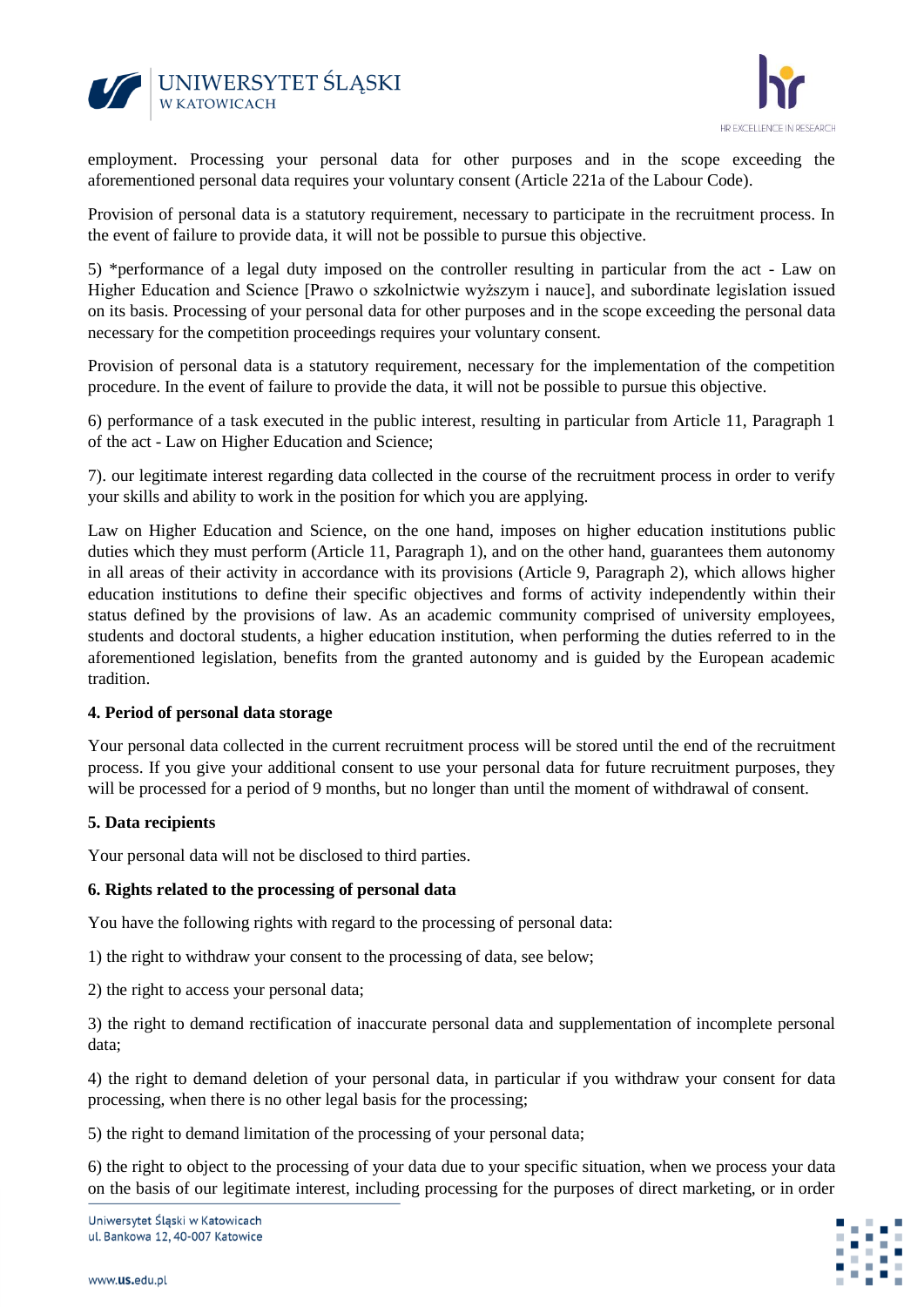employment. Processing your personal data for other purposes and in the scope exceeding the aforementioned personal data requires your voluntary consent (Article 221a of the Labour Code).

Provision of personal data is a statutory requirement, necessary to participate in the recruitment process. In the event of failure to provide data, it will not be possible to pursue this objective.

5) *performance of a legal duty imposed on the controller resulting in particular from the act - Law on Higher Education and Science [Prawo o szkolnictwie wyższym i nauce], and subordinate legislation issued on its basis. Processing of your personal data for other purposes and in the scope exceeding the personal data necessary for the competition proceedings requires your voluntary consent.

Provision of personal data is a statutory requirement, necessary for the implementation of the competition procedure. In the event of failure to provide the data, it will not be possible to pursue this objective.

6) performance of a task executed in the public interest, resulting in particular from Article 11, Paragraph 1 of the act - Law on Higher Education and Science;

7). our legitimate interest regarding data collected in the course of the recruitment process in order to verify your skills and ability to work in the position for which you are applying.

Law on Higher Education and Science, on the one hand, imposes on higher education institutions public duties which they must perform (Article 11, Paragraph 1), and on the other hand, guarantees them autonomy in all areas of their activity in accordance with its provisions (Article 9, Paragraph 2), which allows higher education institutions to define their specific objectives and forms of activity independently within their status defined by the provisions of law. As an academic community comprised of university employees, students and doctoral students, a higher education institution, when performing the duties referred to in the aforementioned legislation, benefits from the granted autonomy and is guided by the European academic tradition.

**4. Period of personal data storage**

Your personal data collected in the current recruitment process will be stored until the end of the recruitment process. If you give your additional consent to use your personal data for future recruitment purposes, they will be processed for a period of 9 months, but no longer than until the moment of withdrawal of consent.

**5. Data recipients**

Your personal data will not be disclosed to third parties.

**6. Rights related to the processing of personal data**

You have the following rights with regard to the processing of personal data:

1) the right to withdraw your consent to the processing of data, see below;

2) the right to access your personal data;

3) the right to demand rectification of inaccurate personal data and supplementation of incomplete personal data;

4) the right to demand deletion of your personal data, in particular if you withdraw your consent for data processing, when there is no other legal basis for the processing;

5) the right to demand limitation of the processing of your personal data;

6) the right to object to the processing of your data due to your specific situation, when we process your data on the basis of our legitimate interest, including processing for the purposes of direct marketing, or in order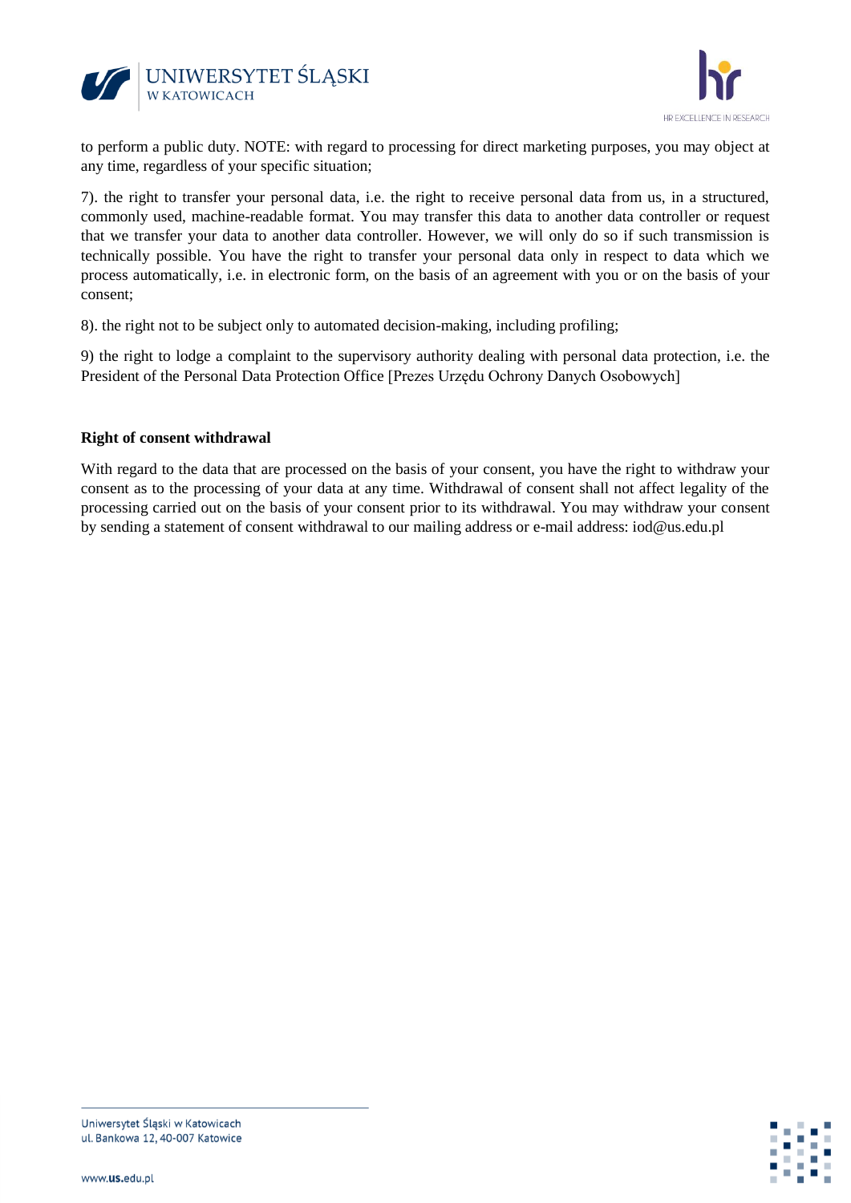to perform a public duty. NOTE: with regard to processing for direct marketing purposes, you may object at any time, regardless of your specific situation;

7). the right to transfer your personal data, i.e. the right to receive personal data from us, in a structured, commonly used, machine-readable format. You may transfer this data to another data controller or request that we transfer your data to another data controller. However, we will only do so if such transmission is technically possible. You have the right to transfer your personal data only in respect to data which we process automatically, i.e. in electronic form, on the basis of an agreement with you or on the basis of your consent;

8). the right not to be subject only to automated decision-making, including profiling;

9) the right to lodge a complaint to the supervisory authority dealing with personal data protection, i.e. the President of the Personal Data Protection Office [Prezes Urzędu Ochrony Danych Osobowych]

**Right of consent withdrawal**

With regard to the data that are processed on the basis of your consent, you have the right to withdraw your consent as to the processing of your data at any time. Withdrawal of consent shall not affect legality of the processing carried out on the basis of your consent prior to its withdrawal. You may withdraw your consent by sending a statement of consent withdrawal to our mailing address or e-mail address: iod@us.edu.pl